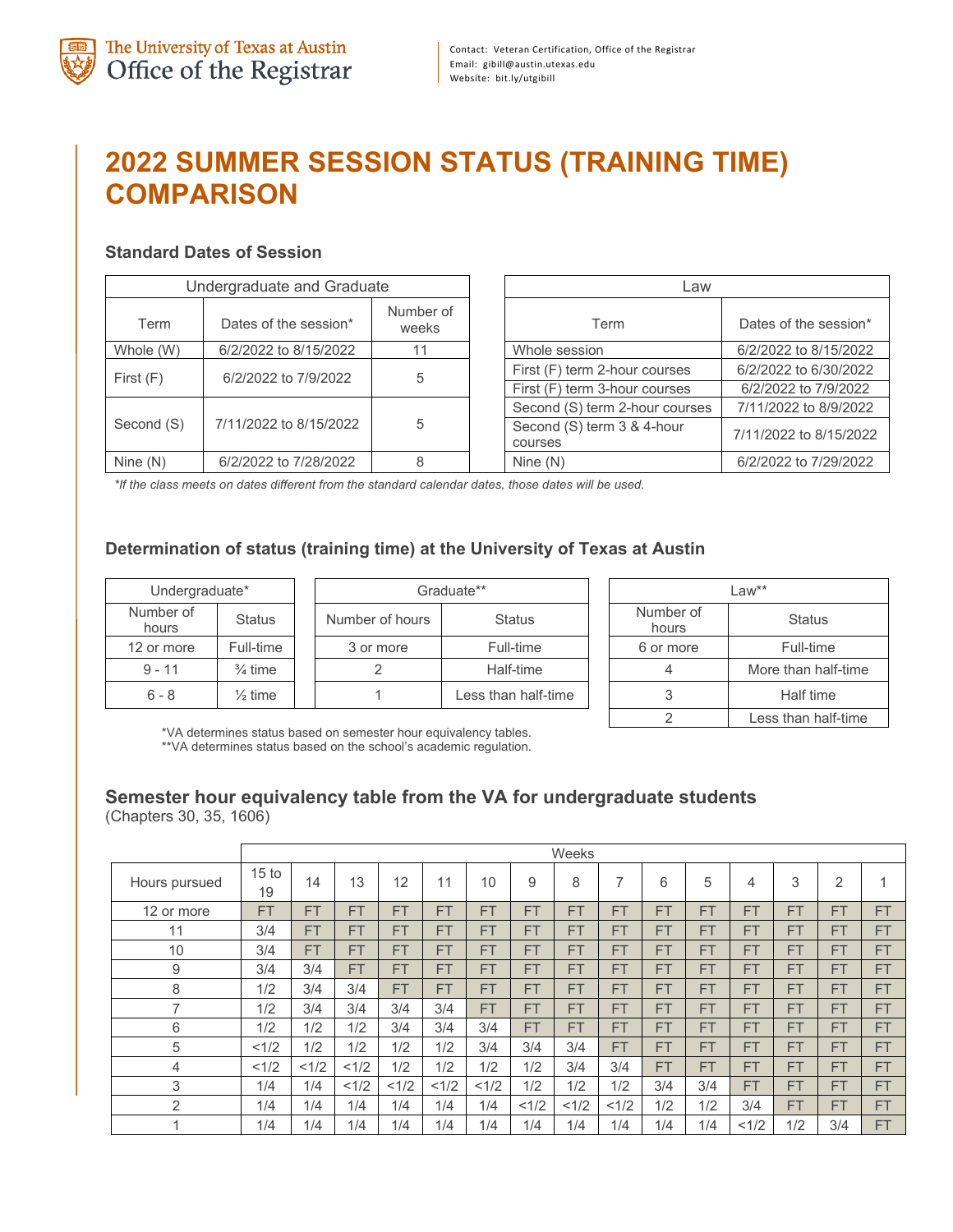The University of Texas at Austin
Office of the Registrar

Contact: Veteran Certification, Office of the Registrar
Email: gibill@austin.utexas.edu
Website: bit.ly/utgibill

# 2022 SUMMER SESSION STATUS (TRAINING TIME) COMPARISON

### Standard Dates of Session

| Undergraduate and Graduate | | |
|---|---|---|
| Term | Dates of the session* | Number of weeks |
| Whole (W) | 6/2/2022 to 8/15/2022 | 11 |
| First (F) | 6/2/2022 to 7/9/2022 | 5 |
| Second (S) | 7/11/2022 to 8/15/2022 | 5 |
| Nine (N) | 6/2/2022 to 7/28/2022 | 8 |

| Law | |
|---|---|
| Term | Dates of the session* |
| Whole session | 6/2/2022 to 8/15/2022 |
| First (F) term 2-hour courses | 6/2/2022 to 6/30/2022 |
| First (F) term 3-hour courses | 6/2/2022 to 7/9/2022 |
| Second (S) term 2-hour courses | 7/11/2022 to 8/9/2022 |
| Second (S) term 3 & 4-hour courses | 7/11/2022 to 8/15/2022 |
| Nine (N) | 6/2/2022 to 7/29/2022 |

*\*If the class meets on dates different from the standard calendar dates, those dates will be used.*

### Determination of status (training time) at the University of Texas at Austin

| Undergraduate* | |
|---|---|
| Number of hours | Status |
| 12 or more | Full-time |
| 9 - 11 | ¾ time |
| 6 - 8 | ½ time |

| Graduate** | |
|---|---|
| Number of hours | Status |
| 3 or more | Full-time |
| 2 | Half-time |
| 1 | Less than half-time |

| Law** | |
|---|---|
| Number of hours | Status |
| 6 or more | Full-time |
| 4 | More than half-time |
| 3 | Half time |
| 2 | Less than half-time |

*VA determines status based on semester hour equivalency tables.
**VA determines status based on the school's academic regulation.

### Semester hour equivalency table from the VA for undergraduate students
(Chapters 30, 35, 1606)

| | Weeks | | | | | | | | | | | | | | |
|---|---|---|---|---|---|---|---|---|---|---|---|---|---|---|---|
| Hours pursued | 15 to 19 | 14 | 13 | 12 | 11 | 10 | 9 | 8 | 7 | 6 | 5 | 4 | 3 | 2 | 1 |
| 12 or more | FT | FT | FT | FT | FT | FT | FT | FT | FT | FT | FT | FT | FT | FT | FT |
| 11 | 3/4 | FT | FT | FT | FT | FT | FT | FT | FT | FT | FT | FT | FT | FT | FT |
| 10 | 3/4 | FT | FT | FT | FT | FT | FT | FT | FT | FT | FT | FT | FT | FT | FT |
| 9 | 3/4 | 3/4 | FT | FT | FT | FT | FT | FT | FT | FT | FT | FT | FT | FT | FT |
| 8 | 1/2 | 3/4 | 3/4 | FT | FT | FT | FT | FT | FT | FT | FT | FT | FT | FT | FT |
| 7 | 1/2 | 3/4 | 3/4 | 3/4 | 3/4 | FT | FT | FT | FT | FT | FT | FT | FT | FT | FT |
| 6 | 1/2 | 1/2 | 1/2 | 3/4 | 3/4 | 3/4 | FT | FT | FT | FT | FT | FT | FT | FT | FT |
| 5 | <1/2 | 1/2 | 1/2 | 1/2 | 1/2 | 3/4 | 3/4 | 3/4 | FT | FT | FT | FT | FT | FT | FT |
| 4 | <1/2 | <1/2 | <1/2 | 1/2 | 1/2 | 1/2 | 1/2 | 3/4 | 3/4 | FT | FT | FT | FT | FT | FT |
| 3 | 1/4 | 1/4 | <1/2 | <1/2 | <1/2 | <1/2 | 1/2 | 1/2 | 1/2 | 3/4 | 3/4 | FT | FT | FT | FT |
| 2 | 1/4 | 1/4 | 1/4 | 1/4 | 1/4 | 1/4 | <1/2 | <1/2 | <1/2 | 1/2 | 1/2 | 3/4 | FT | FT | FT |
| 1 | 1/4 | 1/4 | 1/4 | 1/4 | 1/4 | 1/4 | 1/4 | 1/4 | 1/4 | 1/4 | 1/4 | <1/2 | 1/2 | 3/4 | FT |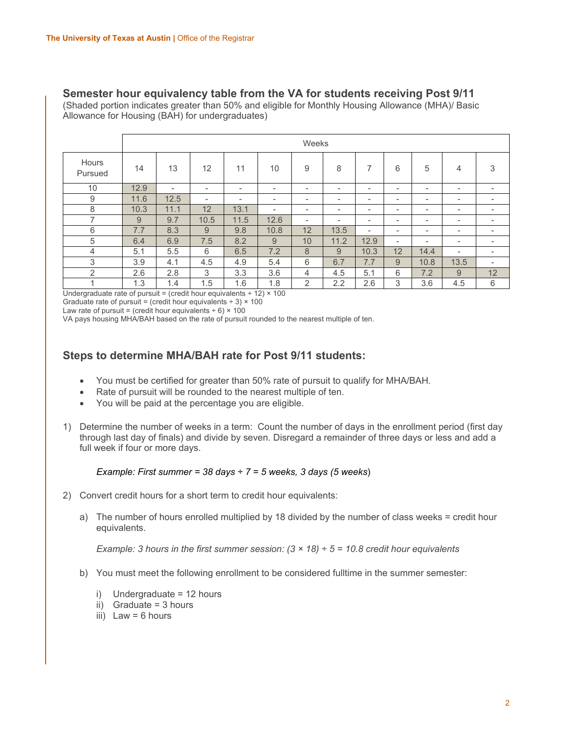## Semester hour equivalency table from the VA for students receiving Post 9/11

(Shaded portion indicates greater than 50% and eligible for Monthly Housing Allowance (MHA)/ Basic Allowance for Housing (BAH) for undergraduates)

| | Weeks | | | | | | | | | | | |
|---|---|---|---|---|---|---|---|---|---|---|---|---|
| Hours Pursued | 14 | 13 | 12 | 11 | 10 | 9 | 8 | 7 | 6 | 5 | 4 | 3 |
| 10 | 12.9 | - | - | - | - | - | - | - | - | - | - | - |
| 9 | 11.6 | 12.5 | - | - | - | - | - | - | - | - | - | - |
| 8 | 10.3 | 11.1 | 12 | 13.1 | - | - | - | - | - | - | - | - |
| 7 | 9 | 9.7 | 10.5 | 11.5 | 12.6 | - | - | - | - | - | - | - |
| 6 | 7.7 | 8.3 | 9 | 9.8 | 10.8 | 12 | 13.5 | - | - | - | - | - |
| 5 | 6.4 | 6.9 | 7.5 | 8.2 | 9 | 10 | 11.2 | 12.9 | - | - | - | - |
| 4 | 5.1 | 5.5 | 6 | 6.5 | 7.2 | 8 | 9 | 10.3 | 12 | 14.4 | - | - |
| 3 | 3.9 | 4.1 | 4.5 | 4.9 | 5.4 | 6 | 6.7 | 7.7 | 9 | 10.8 | 13.5 | - |
| 2 | 2.6 | 2.8 | 3 | 3.3 | 3.6 | 4 | 4.5 | 5.1 | 6 | 7.2 | 9 | 12 |
| 1 | 1.3 | 1.4 | 1.5 | 1.6 | 1.8 | 2 | 2.2 | 2.6 | 3 | 3.6 | 4.5 | 6 |

Undergraduate rate of pursuit = (credit hour equivalents ÷ 12) × 100
Graduate rate of pursuit = (credit hour equivalents ÷ 3) × 100
Law rate of pursuit = (credit hour equivalents ÷ 6) × 100
VA pays housing MHA/BAH based on the rate of pursuit rounded to the nearest multiple of ten.

## Steps to determine MHA/BAH rate for Post 9/11 students:

- You must be certified for greater than 50% rate of pursuit to qualify for MHA/BAH.
- Rate of pursuit will be rounded to the nearest multiple of ten.
- You will be paid at the percentage you are eligible.

1) Determine the number of weeks in a term: Count the number of days in the enrollment period (first day through last day of finals) and divide by seven. Disregard a remainder of three days or less and add a full week if four or more days.

   *Example: First summer = 38 days ÷ 7 = 5 weeks, 3 days (5 weeks)*

2) Convert credit hours for a short term to credit hour equivalents:

   a) The number of hours enrolled multiplied by 18 divided by the number of class weeks = credit hour equivalents.

      *Example: 3 hours in the first summer session: (3 × 18) ÷ 5 = 10.8 credit hour equivalents*

   b) You must meet the following enrollment to be considered fulltime in the summer semester:

      i) Undergraduate = 12 hours
      ii) Graduate = 3 hours
      iii) Law = 6 hours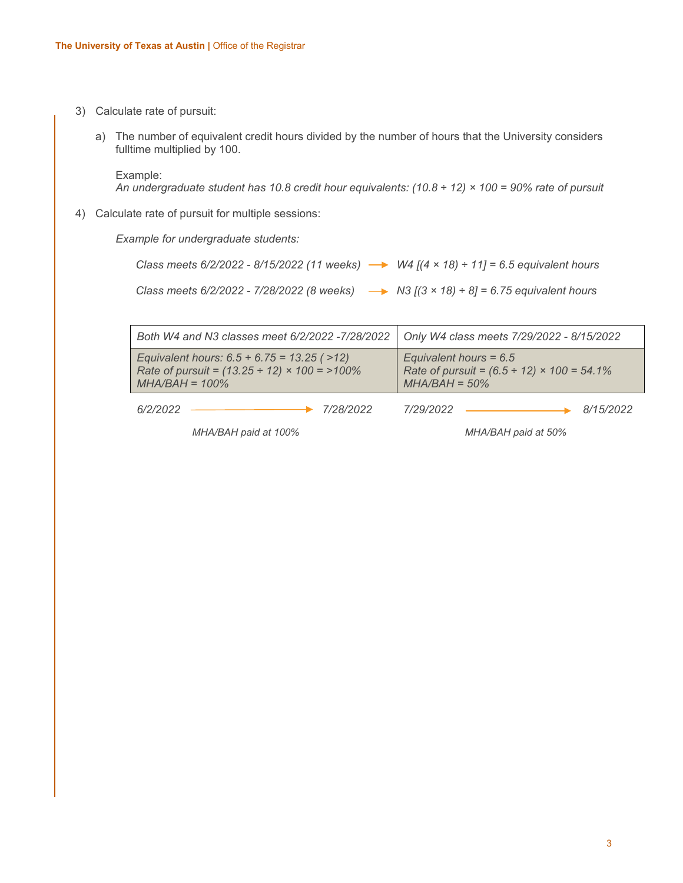3) Calculate rate of pursuit:

   a) The number of equivalent credit hours divided by the number of hours that the University considers fulltime multiplied by 100.

      Example:
      *An undergraduate student has 10.8 credit hour equivalents: (10.8 ÷ 12) × 100 = 90% rate of pursuit*

4) Calculate rate of pursuit for multiple sessions:

   *Example for undergraduate students:*

   *Class meets 6/2/2022 - 8/15/2022 (11 weeks) → W4 [(4 × 18) ÷ 11] = 6.5 equivalent hours*

   *Class meets 6/2/2022 - 7/28/2022 (8 weeks) → N3 [(3 × 18) ÷ 8] = 6.75 equivalent hours*

| *Both W4 and N3 classes meet 6/2/2022 -7/28/2022* | *Only W4 class meets 7/29/2022 - 8/15/2022* |
|---|---|
| *Equivalent hours: 6.5 + 6.75 = 13.25 ( >12)*<br>*Rate of pursuit = (13.25 ÷ 12) × 100 = >100%*<br>*MHA/BAH = 100%* | *Equivalent hours = 6.5*<br>*Rate of pursuit = (6.5 ÷ 12) × 100 = 54.1%*<br>*MHA/BAH = 50%* |

*6/2/2022 → 7/28/2022*

*MHA/BAH paid at 100%*

*7/29/2022 → 8/15/2022*

*MHA/BAH paid at 50%*